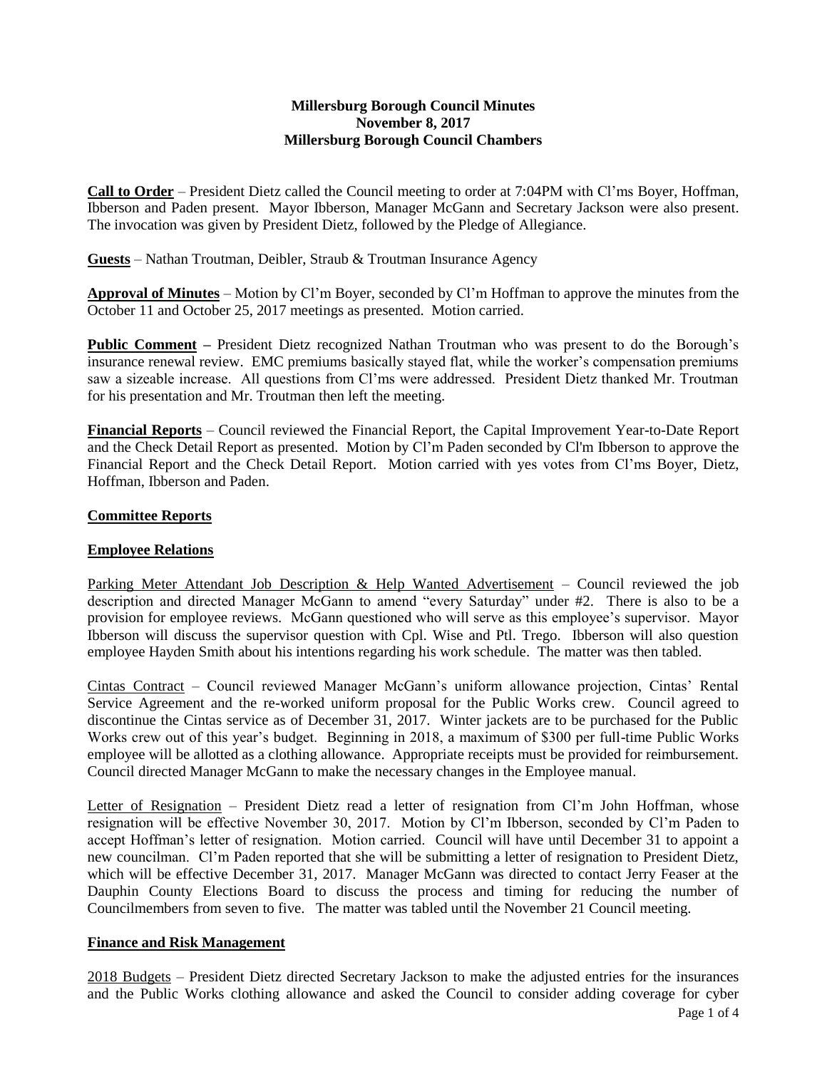**Millersburg Borough Council Minutes**
**November 8, 2017**
**Millersburg Borough Council Chambers**

**Call to Order** – President Dietz called the Council meeting to order at 7:04PM with Cl'ms Boyer, Hoffman, Ibberson and Paden present. Mayor Ibberson, Manager McGann and Secretary Jackson were also present. The invocation was given by President Dietz, followed by the Pledge of Allegiance.

**Guests** – Nathan Troutman, Deibler, Straub & Troutman Insurance Agency

**Approval of Minutes** – Motion by Cl'm Boyer, seconded by Cl'm Hoffman to approve the minutes from the October 11 and October 25, 2017 meetings as presented. Motion carried.

**Public Comment –** President Dietz recognized Nathan Troutman who was present to do the Borough's insurance renewal review. EMC premiums basically stayed flat, while the worker's compensation premiums saw a sizeable increase. All questions from Cl'ms were addressed. President Dietz thanked Mr. Troutman for his presentation and Mr. Troutman then left the meeting.

**Financial Reports** – Council reviewed the Financial Report, the Capital Improvement Year-to-Date Report and the Check Detail Report as presented. Motion by Cl'm Paden seconded by Cl'm Ibberson to approve the Financial Report and the Check Detail Report. Motion carried with yes votes from Cl'ms Boyer, Dietz, Hoffman, Ibberson and Paden.

**Committee Reports**

**Employee Relations**

Parking Meter Attendant Job Description & Help Wanted Advertisement – Council reviewed the job description and directed Manager McGann to amend "every Saturday" under #2. There is also to be a provision for employee reviews. McGann questioned who will serve as this employee's supervisor. Mayor Ibberson will discuss the supervisor question with Cpl. Wise and Ptl. Trego. Ibberson will also question employee Hayden Smith about his intentions regarding his work schedule. The matter was then tabled.

Cintas Contract – Council reviewed Manager McGann's uniform allowance projection, Cintas' Rental Service Agreement and the re-worked uniform proposal for the Public Works crew. Council agreed to discontinue the Cintas service as of December 31, 2017. Winter jackets are to be purchased for the Public Works crew out of this year's budget. Beginning in 2018, a maximum of $300 per full-time Public Works employee will be allotted as a clothing allowance. Appropriate receipts must be provided for reimbursement. Council directed Manager McGann to make the necessary changes in the Employee manual.

Letter of Resignation – President Dietz read a letter of resignation from Cl'm John Hoffman, whose resignation will be effective November 30, 2017. Motion by Cl'm Ibberson, seconded by Cl'm Paden to accept Hoffman's letter of resignation. Motion carried. Council will have until December 31 to appoint a new councilman. Cl'm Paden reported that she will be submitting a letter of resignation to President Dietz, which will be effective December 31, 2017. Manager McGann was directed to contact Jerry Feaser at the Dauphin County Elections Board to discuss the process and timing for reducing the number of Councilmembers from seven to five. The matter was tabled until the November 21 Council meeting.

**Finance and Risk Management**

2018 Budgets – President Dietz directed Secretary Jackson to make the adjusted entries for the insurances and the Public Works clothing allowance and asked the Council to consider adding coverage for cyber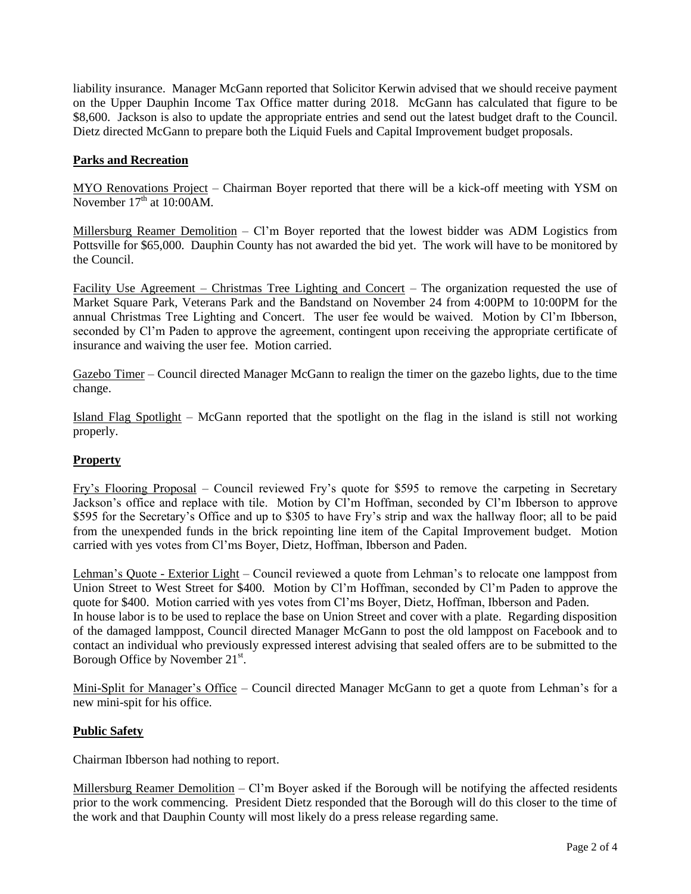liability insurance. Manager McGann reported that Solicitor Kerwin advised that we should receive payment on the Upper Dauphin Income Tax Office matter during 2018. McGann has calculated that figure to be $8,600. Jackson is also to update the appropriate entries and send out the latest budget draft to the Council. Dietz directed McGann to prepare both the Liquid Fuels and Capital Improvement budget proposals.

**Parks and Recreation**

MYO Renovations Project – Chairman Boyer reported that there will be a kick-off meeting with YSM on November 17th at 10:00AM.

Millersburg Reamer Demolition – Cl'm Boyer reported that the lowest bidder was ADM Logistics from Pottsville for $65,000. Dauphin County has not awarded the bid yet. The work will have to be monitored by the Council.

Facility Use Agreement – Christmas Tree Lighting and Concert – The organization requested the use of Market Square Park, Veterans Park and the Bandstand on November 24 from 4:00PM to 10:00PM for the annual Christmas Tree Lighting and Concert. The user fee would be waived. Motion by Cl'm Ibberson, seconded by Cl'm Paden to approve the agreement, contingent upon receiving the appropriate certificate of insurance and waiving the user fee. Motion carried.

Gazebo Timer – Council directed Manager McGann to realign the timer on the gazebo lights, due to the time change.

Island Flag Spotlight – McGann reported that the spotlight on the flag in the island is still not working properly.

**Property**

Fry's Flooring Proposal – Council reviewed Fry's quote for $595 to remove the carpeting in Secretary Jackson's office and replace with tile. Motion by Cl'm Hoffman, seconded by Cl'm Ibberson to approve $595 for the Secretary's Office and up to $305 to have Fry's strip and wax the hallway floor; all to be paid from the unexpended funds in the brick repointing line item of the Capital Improvement budget. Motion carried with yes votes from Cl'ms Boyer, Dietz, Hoffman, Ibberson and Paden.

Lehman's Quote - Exterior Light – Council reviewed a quote from Lehman's to relocate one lamppost from Union Street to West Street for $400. Motion by Cl'm Hoffman, seconded by Cl'm Paden to approve the quote for $400. Motion carried with yes votes from Cl'ms Boyer, Dietz, Hoffman, Ibberson and Paden.
In house labor is to be used to replace the base on Union Street and cover with a plate. Regarding disposition of the damaged lamppost, Council directed Manager McGann to post the old lamppost on Facebook and to contact an individual who previously expressed interest advising that sealed offers are to be submitted to the Borough Office by November 21st.

Mini-Split for Manager's Office – Council directed Manager McGann to get a quote from Lehman's for a new mini-spit for his office.

**Public Safety**

Chairman Ibberson had nothing to report.

Millersburg Reamer Demolition – Cl'm Boyer asked if the Borough will be notifying the affected residents prior to the work commencing. President Dietz responded that the Borough will do this closer to the time of the work and that Dauphin County will most likely do a press release regarding same.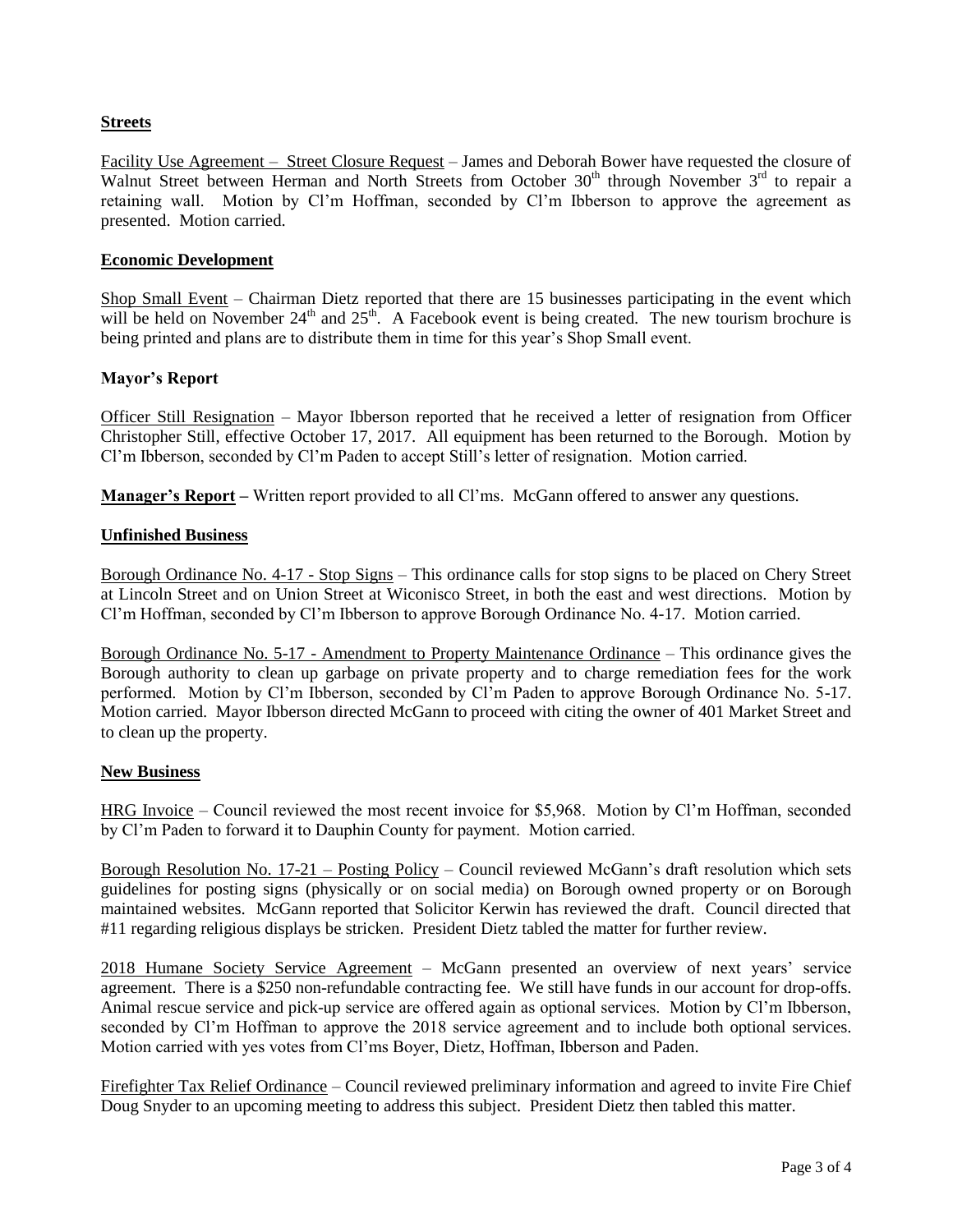**Streets**

Facility Use Agreement – Street Closure Request – James and Deborah Bower have requested the closure of Walnut Street between Herman and North Streets from October 30th through November 3rd to repair a retaining wall. Motion by Cl'm Hoffman, seconded by Cl'm Ibberson to approve the agreement as presented. Motion carried.

**Economic Development**

Shop Small Event – Chairman Dietz reported that there are 15 businesses participating in the event which will be held on November 24th and 25th. A Facebook event is being created. The new tourism brochure is being printed and plans are to distribute them in time for this year's Shop Small event.

**Mayor's Report**

Officer Still Resignation – Mayor Ibberson reported that he received a letter of resignation from Officer Christopher Still, effective October 17, 2017. All equipment has been returned to the Borough. Motion by Cl'm Ibberson, seconded by Cl'm Paden to accept Still's letter of resignation. Motion carried.

**Manager's Report –** Written report provided to all Cl'ms. McGann offered to answer any questions.

**Unfinished Business**

Borough Ordinance No. 4-17 - Stop Signs – This ordinance calls for stop signs to be placed on Chery Street at Lincoln Street and on Union Street at Wiconisco Street, in both the east and west directions. Motion by Cl'm Hoffman, seconded by Cl'm Ibberson to approve Borough Ordinance No. 4-17. Motion carried.

Borough Ordinance No. 5-17 - Amendment to Property Maintenance Ordinance – This ordinance gives the Borough authority to clean up garbage on private property and to charge remediation fees for the work performed. Motion by Cl'm Ibberson, seconded by Cl'm Paden to approve Borough Ordinance No. 5-17. Motion carried. Mayor Ibberson directed McGann to proceed with citing the owner of 401 Market Street and to clean up the property.

**New Business**

HRG Invoice – Council reviewed the most recent invoice for $5,968. Motion by Cl'm Hoffman, seconded by Cl'm Paden to forward it to Dauphin County for payment. Motion carried.

Borough Resolution No. 17-21 – Posting Policy – Council reviewed McGann's draft resolution which sets guidelines for posting signs (physically or on social media) on Borough owned property or on Borough maintained websites. McGann reported that Solicitor Kerwin has reviewed the draft. Council directed that #11 regarding religious displays be stricken. President Dietz tabled the matter for further review.

2018 Humane Society Service Agreement – McGann presented an overview of next years' service agreement. There is a $250 non-refundable contracting fee. We still have funds in our account for drop-offs. Animal rescue service and pick-up service are offered again as optional services. Motion by Cl'm Ibberson, seconded by Cl'm Hoffman to approve the 2018 service agreement and to include both optional services. Motion carried with yes votes from Cl'ms Boyer, Dietz, Hoffman, Ibberson and Paden.

Firefighter Tax Relief Ordinance – Council reviewed preliminary information and agreed to invite Fire Chief Doug Snyder to an upcoming meeting to address this subject. President Dietz then tabled this matter.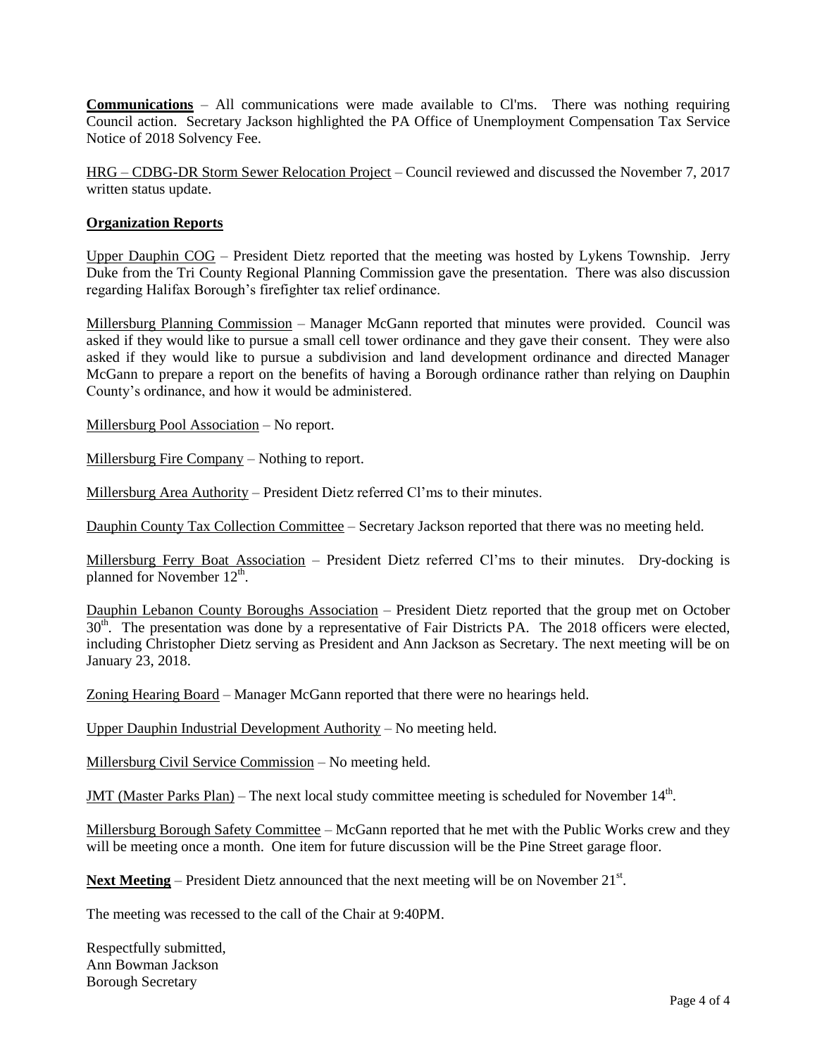**Communications** – All communications were made available to Cl'ms. There was nothing requiring Council action. Secretary Jackson highlighted the PA Office of Unemployment Compensation Tax Service Notice of 2018 Solvency Fee.

HRG – CDBG-DR Storm Sewer Relocation Project – Council reviewed and discussed the November 7, 2017 written status update.

**Organization Reports**

Upper Dauphin COG – President Dietz reported that the meeting was hosted by Lykens Township. Jerry Duke from the Tri County Regional Planning Commission gave the presentation. There was also discussion regarding Halifax Borough's firefighter tax relief ordinance.

Millersburg Planning Commission – Manager McGann reported that minutes were provided. Council was asked if they would like to pursue a small cell tower ordinance and they gave their consent. They were also asked if they would like to pursue a subdivision and land development ordinance and directed Manager McGann to prepare a report on the benefits of having a Borough ordinance rather than relying on Dauphin County's ordinance, and how it would be administered.

Millersburg Pool Association – No report.

Millersburg Fire Company – Nothing to report.

Millersburg Area Authority – President Dietz referred Cl'ms to their minutes.

Dauphin County Tax Collection Committee – Secretary Jackson reported that there was no meeting held.

Millersburg Ferry Boat Association – President Dietz referred Cl'ms to their minutes. Dry-docking is planned for November 12th.

Dauphin Lebanon County Boroughs Association – President Dietz reported that the group met on October 30th. The presentation was done by a representative of Fair Districts PA. The 2018 officers were elected, including Christopher Dietz serving as President and Ann Jackson as Secretary. The next meeting will be on January 23, 2018.

Zoning Hearing Board – Manager McGann reported that there were no hearings held.

Upper Dauphin Industrial Development Authority – No meeting held.

Millersburg Civil Service Commission – No meeting held.

JMT (Master Parks Plan) – The next local study committee meeting is scheduled for November 14th.

Millersburg Borough Safety Committee – McGann reported that he met with the Public Works crew and they will be meeting once a month. One item for future discussion will be the Pine Street garage floor.

**Next Meeting** – President Dietz announced that the next meeting will be on November 21st.

The meeting was recessed to the call of the Chair at 9:40PM.

Respectfully submitted,
Ann Bowman Jackson
Borough Secretary